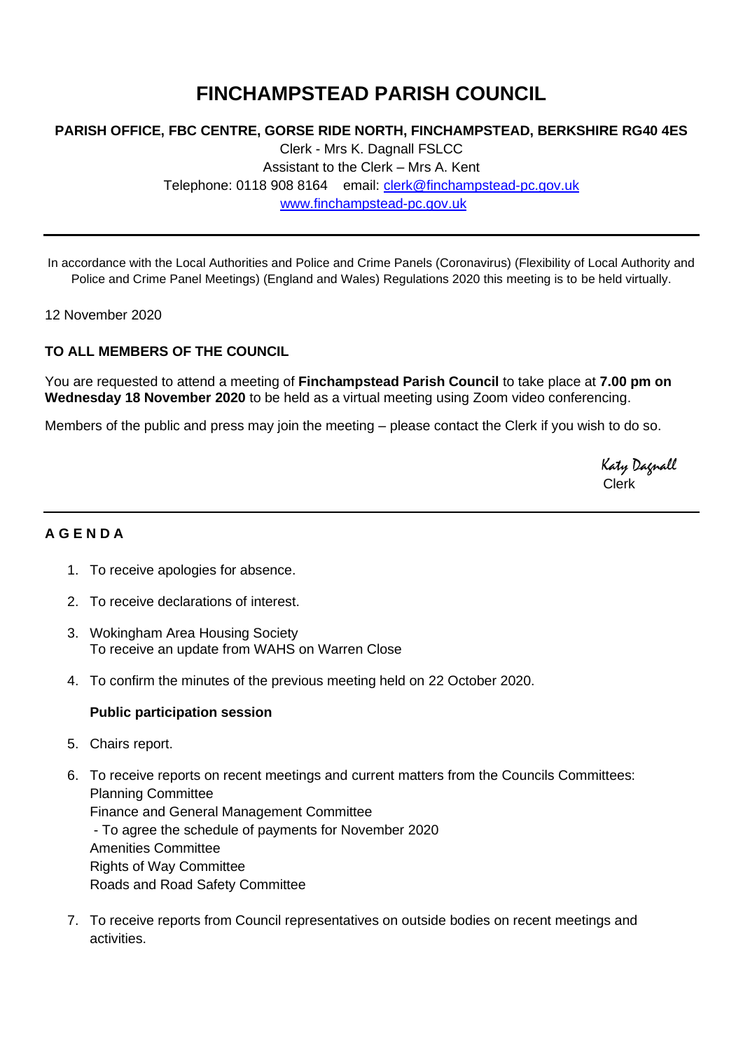# FINCHAMPSTEAD PARISH COUNCIL

**PARISH OFFICE, FBC CENTRE, GORSE RIDE NORTH, FINCHAMPSTEAD, BERKSHIRE RG40 4ES**

Clerk - Mrs K. Dagnall FSLCC
Assistant to the Clerk – Mrs A. Kent
Telephone: 0118 908 8164 email: clerk@finchampstead-pc.gov.uk
www.finchampstead-pc.gov.uk

---

In accordance with the Local Authorities and Police and Crime Panels (Coronavirus) (Flexibility of Local Authority and Police and Crime Panel Meetings) (England and Wales) Regulations 2020 this meeting is to be held virtually.

12 November 2020

**TO ALL MEMBERS OF THE COUNCIL**

You are requested to attend a meeting of **Finchampstead Parish Council** to take place at **7.00 pm on Wednesday 18 November 2020** to be held as a virtual meeting using Zoom video conferencing.

Members of the public and press may join the meeting – please contact the Clerk if you wish to do so.

Katy Dagnall
Clerk

---

**A G E N D A**

1. To receive apologies for absence.
2. To receive declarations of interest.
3. Wokingham Area Housing Society
   To receive an update from WAHS on Warren Close
4. To confirm the minutes of the previous meeting held on 22 October 2020.

   **Public participation session**

5. Chairs report.
6. To receive reports on recent meetings and current matters from the Councils Committees:
   Planning Committee
   Finance and General Management Committee
   - To agree the schedule of payments for November 2020

   Amenities Committee
   Rights of Way Committee
   Roads and Road Safety Committee
7. To receive reports from Council representatives on outside bodies on recent meetings and activities.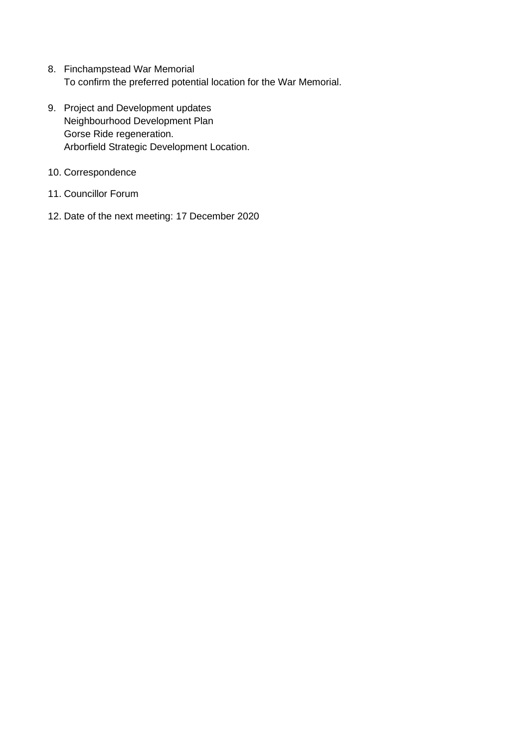8. Finchampstead War Memorial
   To confirm the preferred potential location for the War Memorial.

9. Project and Development updates
   Neighbourhood Development Plan
   Gorse Ride regeneration.
   Arborfield Strategic Development Location.

10. Correspondence

11. Councillor Forum

12. Date of the next meeting: 17 December 2020